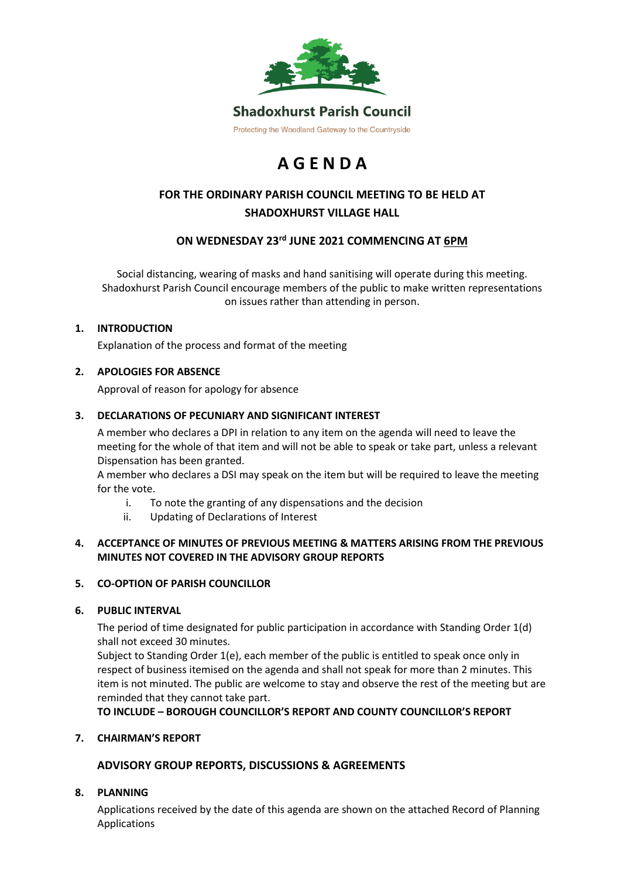**Shadoxhurst Parish Council**

Protecting the Woodland Gateway to the Countryside

# A G E N D A

## FOR THE ORDINARY PARISH COUNCIL MEETING TO BE HELD AT SHADOXHURST VILLAGE HALL

### ON WEDNESDAY 23rd JUNE 2021 COMMENCING AT 6PM

Social distancing, wearing of masks and hand sanitising will operate during this meeting. Shadoxhurst Parish Council encourage members of the public to make written representations on issues rather than attending in person.

**1. INTRODUCTION**

Explanation of the process and format of the meeting

**2. APOLOGIES FOR ABSENCE**

Approval of reason for apology for absence

**3. DECLARATIONS OF PECUNIARY AND SIGNIFICANT INTEREST**

A member who declares a DPI in relation to any item on the agenda will need to leave the meeting for the whole of that item and will not be able to speak or take part, unless a relevant Dispensation has been granted.
A member who declares a DSI may speak on the item but will be required to leave the meeting for the vote.

i. To note the granting of any dispensations and the decision
ii. Updating of Declarations of Interest

**4. ACCEPTANCE OF MINUTES OF PREVIOUS MEETING & MATTERS ARISING FROM THE PREVIOUS MINUTES NOT COVERED IN THE ADVISORY GROUP REPORTS**

**5. CO-OPTION OF PARISH COUNCILLOR**

**6. PUBLIC INTERVAL**

The period of time designated for public participation in accordance with Standing Order 1(d) shall not exceed 30 minutes.
Subject to Standing Order 1(e), each member of the public is entitled to speak once only in respect of business itemised on the agenda and shall not speak for more than 2 minutes. This item is not minuted. The public are welcome to stay and observe the rest of the meeting but are reminded that they cannot take part.
**TO INCLUDE – BOROUGH COUNCILLOR'S REPORT AND COUNTY COUNCILLOR'S REPORT**

**7. CHAIRMAN'S REPORT**

**ADVISORY GROUP REPORTS, DISCUSSIONS & AGREEMENTS**

**8. PLANNING**

Applications received by the date of this agenda are shown on the attached Record of Planning Applications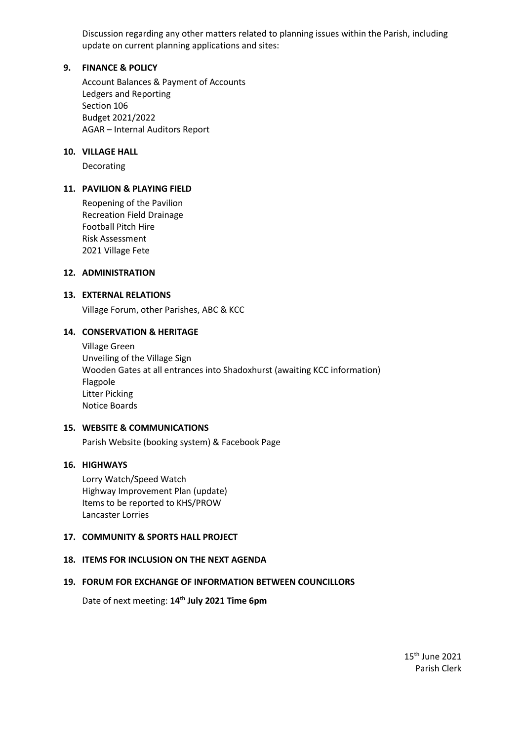Discussion regarding any other matters related to planning issues within the Parish, including update on current planning applications and sites:

**9. FINANCE & POLICY**

Account Balances & Payment of Accounts
Ledgers and Reporting
Section 106
Budget 2021/2022
AGAR – Internal Auditors Report

**10. VILLAGE HALL**

Decorating

**11. PAVILION & PLAYING FIELD**

Reopening of the Pavilion
Recreation Field Drainage
Football Pitch Hire
Risk Assessment
2021 Village Fete

**12. ADMINISTRATION**

**13. EXTERNAL RELATIONS**

Village Forum, other Parishes, ABC & KCC

**14. CONSERVATION & HERITAGE**

Village Green
Unveiling of the Village Sign
Wooden Gates at all entrances into Shadoxhurst (awaiting KCC information)
Flagpole
Litter Picking
Notice Boards

**15. WEBSITE & COMMUNICATIONS**

Parish Website (booking system) & Facebook Page

**16. HIGHWAYS**

Lorry Watch/Speed Watch
Highway Improvement Plan (update)
Items to be reported to KHS/PROW
Lancaster Lorries

**17. COMMUNITY & SPORTS HALL PROJECT**

**18. ITEMS FOR INCLUSION ON THE NEXT AGENDA**

**19. FORUM FOR EXCHANGE OF INFORMATION BETWEEN COUNCILLORS**

Date of next meeting: **14th July 2021 Time 6pm**

15th June 2021
Parish Clerk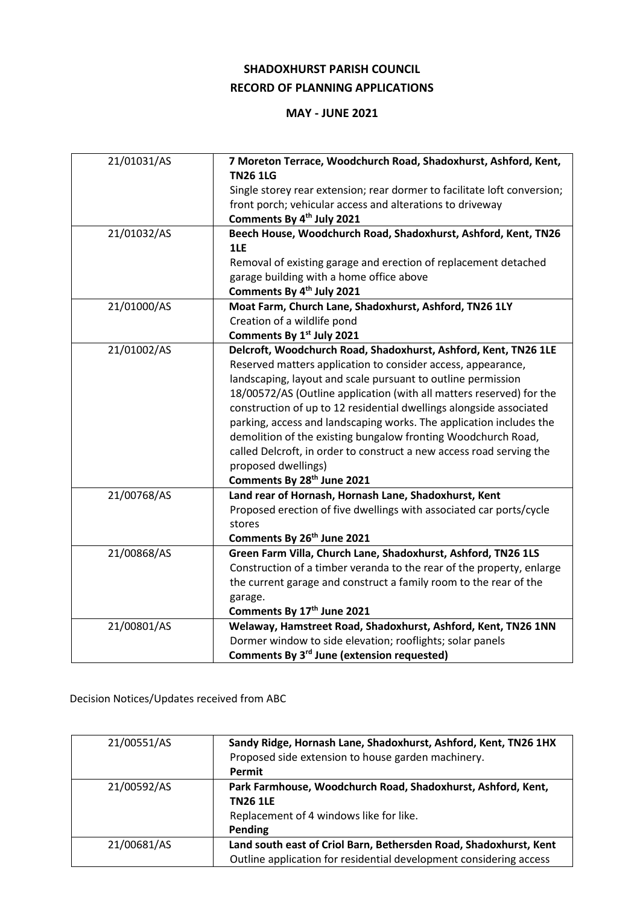**SHADOXHURST PARISH COUNCIL**
**RECORD OF PLANNING APPLICATIONS**

**MAY - JUNE 2021**

| | |
|---|---|
| 21/01031/AS | **7 Moreton Terrace, Woodchurch Road, Shadoxhurst, Ashford, Kent, TN26 1LG**<br>Single storey rear extension; rear dormer to facilitate loft conversion; front porch; vehicular access and alterations to driveway<br>**Comments By 4th July 2021** |
| 21/01032/AS | **Beech House, Woodchurch Road, Shadoxhurst, Ashford, Kent, TN26 1LE**<br>Removal of existing garage and erection of replacement detached garage building with a home office above<br>**Comments By 4th July 2021** |
| 21/01000/AS | **Moat Farm, Church Lane, Shadoxhurst, Ashford, TN26 1LY**<br>Creation of a wildlife pond<br>**Comments By 1st July 2021** |
| 21/01002/AS | **Delcroft, Woodchurch Road, Shadoxhurst, Ashford, Kent, TN26 1LE**<br>Reserved matters application to consider access, appearance, landscaping, layout and scale pursuant to outline permission 18/00572/AS (Outline application (with all matters reserved) for the construction of up to 12 residential dwellings alongside associated parking, access and landscaping works. The application includes the demolition of the existing bungalow fronting Woodchurch Road, called Delcroft, in order to construct a new access road serving the proposed dwellings)<br>**Comments By 28th June 2021** |
| 21/00768/AS | **Land rear of Hornash, Hornash Lane, Shadoxhurst, Kent**<br>Proposed erection of five dwellings with associated car ports/cycle stores<br>**Comments By 26th June 2021** |
| 21/00868/AS | **Green Farm Villa, Church Lane, Shadoxhurst, Ashford, TN26 1LS**<br>Construction of a timber veranda to the rear of the property, enlarge the current garage and construct a family room to the rear of the garage.<br>**Comments By 17th June 2021** |
| 21/00801/AS | **Welaway, Hamstreet Road, Shadoxhurst, Ashford, Kent, TN26 1NN**<br>Dormer window to side elevation; rooflights; solar panels<br>**Comments By 3rd June (extension requested)** |

Decision Notices/Updates received from ABC

| | |
|---|---|
| 21/00551/AS | **Sandy Ridge, Hornash Lane, Shadoxhurst, Ashford, Kent, TN26 1HX**<br>Proposed side extension to house garden machinery.<br>**Permit** |
| 21/00592/AS | **Park Farmhouse, Woodchurch Road, Shadoxhurst, Ashford, Kent, TN26 1LE**<br>Replacement of 4 windows like for like.<br>**Pending** |
| 21/00681/AS | **Land south east of Criol Barn, Bethersden Road, Shadoxhurst, Kent**<br>Outline application for residential development considering access |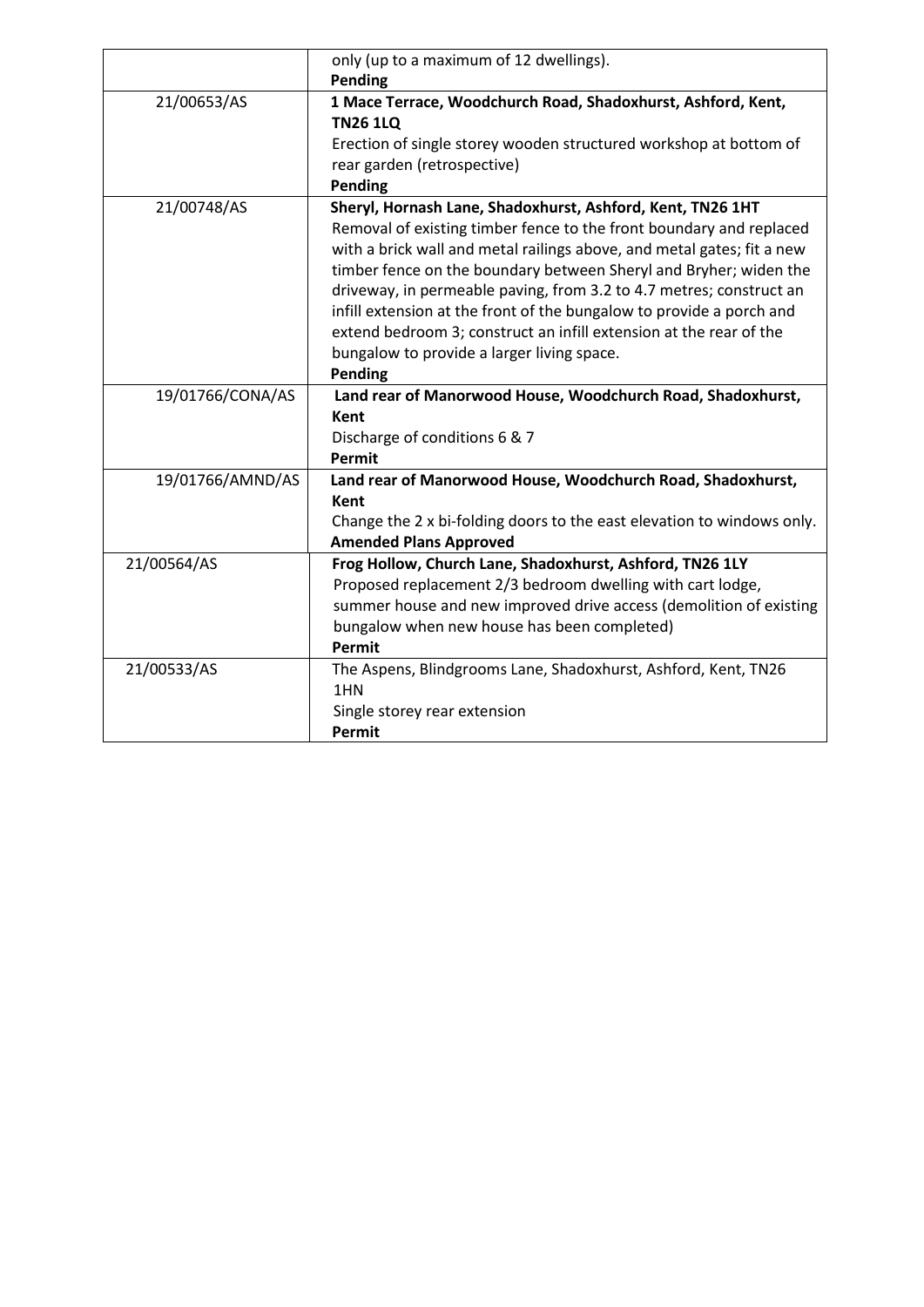| | |
|---|---|
| | only (up to a maximum of 12 dwellings).<br>**Pending** |
| 21/00653/AS | **1 Mace Terrace, Woodchurch Road, Shadoxhurst, Ashford, Kent, TN26 1LQ**<br>Erection of single storey wooden structured workshop at bottom of rear garden (retrospective)<br>**Pending** |
| 21/00748/AS | **Sheryl, Hornash Lane, Shadoxhurst, Ashford, Kent, TN26 1HT**<br>Removal of existing timber fence to the front boundary and replaced with a brick wall and metal railings above, and metal gates; fit a new timber fence on the boundary between Sheryl and Bryher; widen the driveway, in permeable paving, from 3.2 to 4.7 metres; construct an infill extension at the front of the bungalow to provide a porch and extend bedroom 3; construct an infill extension at the rear of the bungalow to provide a larger living space.<br>**Pending** |
| 19/01766/CONA/AS | **Land rear of Manorwood House, Woodchurch Road, Shadoxhurst, Kent**<br>Discharge of conditions 6 & 7<br>**Permit** |
| 19/01766/AMND/AS | **Land rear of Manorwood House, Woodchurch Road, Shadoxhurst, Kent**<br>Change the 2 x bi-folding doors to the east elevation to windows only.<br>**Amended Plans Approved** |
| 21/00564/AS | **Frog Hollow, Church Lane, Shadoxhurst, Ashford, TN26 1LY**<br>Proposed replacement 2/3 bedroom dwelling with cart lodge, summer house and new improved drive access (demolition of existing bungalow when new house has been completed)<br>**Permit** |
| 21/00533/AS | The Aspens, Blindgrooms Lane, Shadoxhurst, Ashford, Kent, TN26 1HN<br>Single storey rear extension<br>**Permit** |